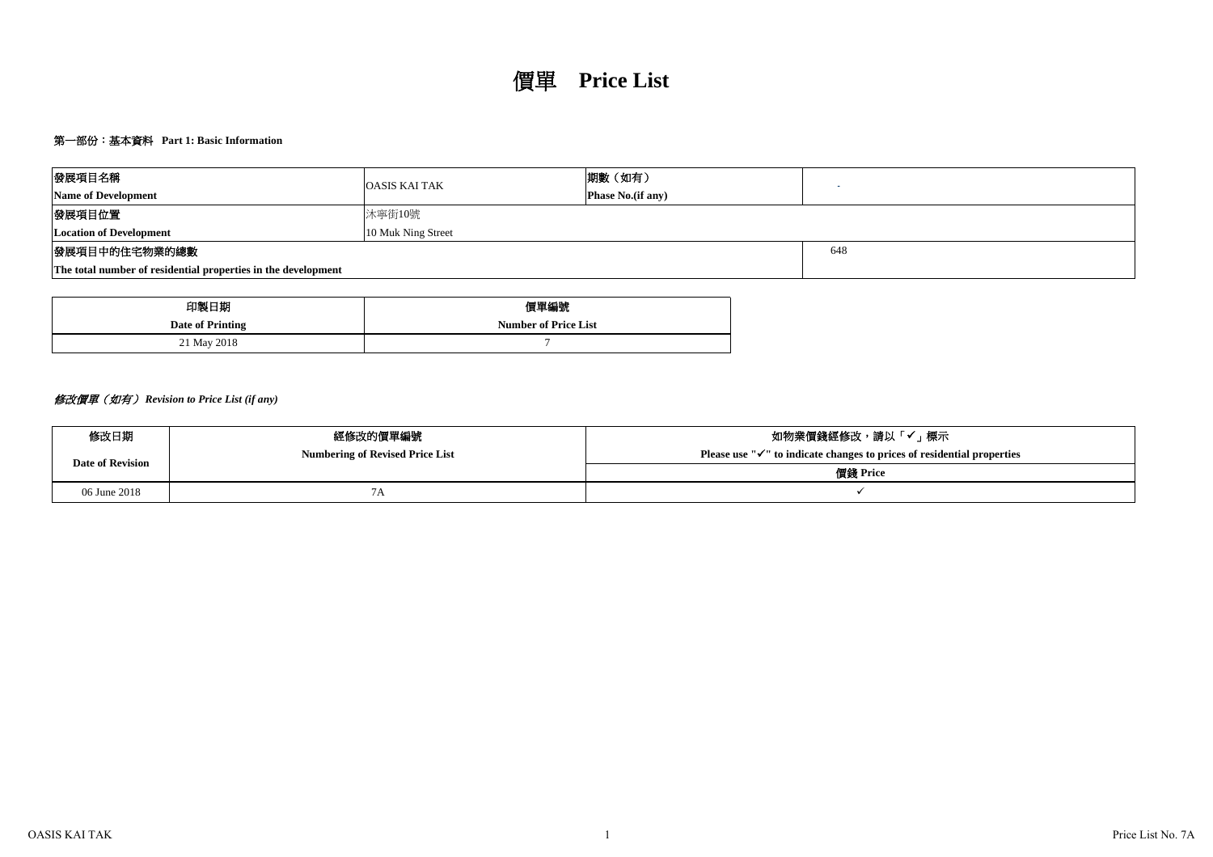# 價單 **Price List**

**第一部份：基本資料 Part 1: Basic Information**

| 發展項目名稱<br>**Name of Development** | OASIS KAI TAK | 期數（如有）<br>**Phase No.(if any)** | - |
|---|---|---|---|
| **發展項目位置**<br>**Location of Development** | 沐寧街10號<br>10 Muk Ning Street | | |
| **發展項目中的住宅物業的總數**<br>**The total number of residential properties in the development** | | | 648 |

| 印製日期<br>**Date of Printing** | 價單編號<br>**Number of Price List** |
|---|---|
| 21 May 2018 | 7 |

***修改價單（如有） Revision to Price List (if any)***

| 修改日期<br>**Date of Revision** | 經修改的價單編號<br>**Numbering of Revised Price List** | 如物業價錢經修改，請以「✓」標示<br>**Please use "✓" to indicate changes to prices of residential properties**<br>**價錢 Price** |
|---|---|---|
| 06 June 2018 | 7A | ✓ |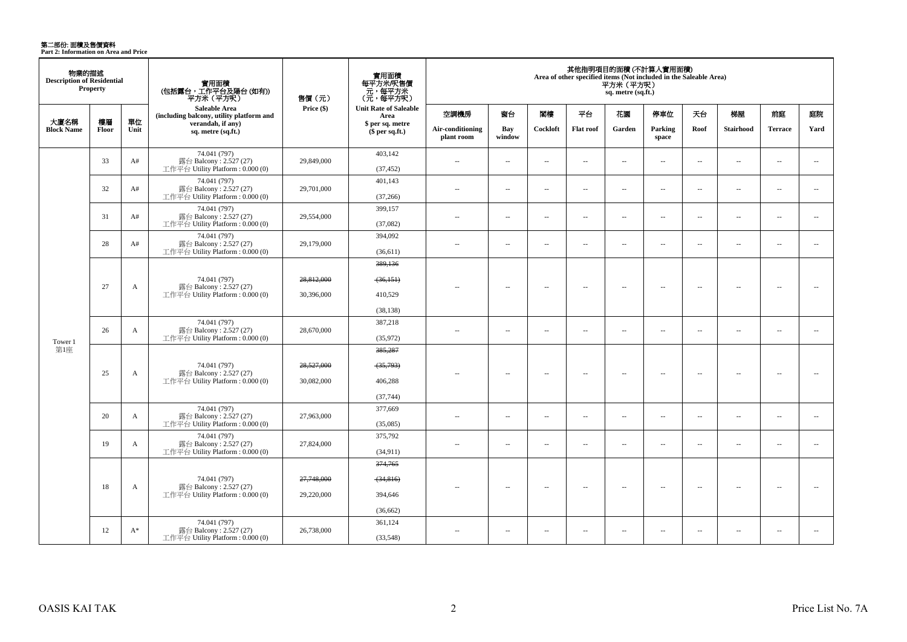**第二部份: 面積及售價資料**
**Part 2: Information on Area and Price**

| 物業的描述 Description of Residential Property | | | 實用面積 (包括露台，工作平台及陽台 (如有)) 平方米（平方呎） Saleable Area (including balcony, utility platform and verandah, if any) sq. metre (sq.ft.) | 售價（元） Price ($) | 實用面積 每平方米/呎售價 元，每平方米 (元，每平方呎) Unit Rate of Saleable Area $ per sq. metre ($ per sq.ft.) | 其他指明項目的面積 (不計算入實用面積) Area of other specified items (Not included in the Saleable Area) 平方米（平方呎） sq. metre (sq.ft.) | | | | | | | | | |
|---|---|---|---|---|---|---|---|---|---|---|---|---|---|---|---|
| 大廈名稱 Block Name | 樓層 Floor | 單位 Unit | | | | 空調機房 Air-conditioning plant room | 窗台 Bay window | 閣樓 Cockloft | 平台 Flat roof | 花園 Garden | 停車位 Parking space | 天台 Roof | 梯屋 Stairhood | 前庭 Terrace | 庭院 Yard |
| Tower 1 第1座 | 33 | A# | 74.041 (797) 露台 Balcony : 2.527 (27) 工作平台 Utility Platform : 0.000 (0) | 29,849,000 | 403,142 (37,452) | -- | -- | -- | -- | -- | -- | -- | -- | -- | -- |
| | 32 | A# | 74.041 (797) 露台 Balcony : 2.527 (27) 工作平台 Utility Platform : 0.000 (0) | 29,701,000 | 401,143 (37,266) | -- | -- | -- | -- | -- | -- | -- | -- | -- | -- |
| | 31 | A# | 74.041 (797) 露台 Balcony : 2.527 (27) 工作平台 Utility Platform : 0.000 (0) | 29,554,000 | 399,157 (37,082) | -- | -- | -- | -- | -- | -- | -- | -- | -- | -- |
| | 28 | A# | 74.041 (797) 露台 Balcony : 2.527 (27) 工作平台 Utility Platform : 0.000 (0) | 29,179,000 | 394,092 (36,611) | -- | -- | -- | -- | -- | -- | -- | -- | -- | -- |
| | 27 | A | 74.041 (797) 露台 Balcony : 2.527 (27) 工作平台 Utility Platform : 0.000 (0) | ~~28,812,000~~ 30,396,000 | ~~389,136~~ ~~(36,151)~~ 410,529 (38,138) | -- | -- | -- | -- | -- | -- | -- | -- | -- | -- |
| | 26 | A | 74.041 (797) 露台 Balcony : 2.527 (27) 工作平台 Utility Platform : 0.000 (0) | 28,670,000 | 387,218 (35,972) | -- | -- | -- | -- | -- | -- | -- | -- | -- | -- |
| | 25 | A | 74.041 (797) 露台 Balcony : 2.527 (27) 工作平台 Utility Platform : 0.000 (0) | ~~28,527,000~~ 30,082,000 | ~~385,287~~ ~~(35,793)~~ 406,288 (37,744) | -- | -- | -- | -- | -- | -- | -- | -- | -- | -- |
| | 20 | A | 74.041 (797) 露台 Balcony : 2.527 (27) 工作平台 Utility Platform : 0.000 (0) | 27,963,000 | 377,669 (35,085) | -- | -- | -- | -- | -- | -- | -- | -- | -- | -- |
| | 19 | A | 74.041 (797) 露台 Balcony : 2.527 (27) 工作平台 Utility Platform : 0.000 (0) | 27,824,000 | 375,792 (34,911) | -- | -- | -- | -- | -- | -- | -- | -- | -- | -- |
| | 18 | A | 74.041 (797) 露台 Balcony : 2.527 (27) 工作平台 Utility Platform : 0.000 (0) | ~~27,748,000~~ 29,220,000 | ~~374,765~~ ~~(34,816)~~ 394,646 (36,662) | -- | -- | -- | -- | -- | -- | -- | -- | -- | -- |
| | 12 | A* | 74.041 (797) 露台 Balcony : 2.527 (27) 工作平台 Utility Platform : 0.000 (0) | 26,738,000 | 361,124 (33,548) | -- | -- | -- | -- | -- | -- | -- | -- | -- | -- |

OASIS KAI TAK

Price List No. 7A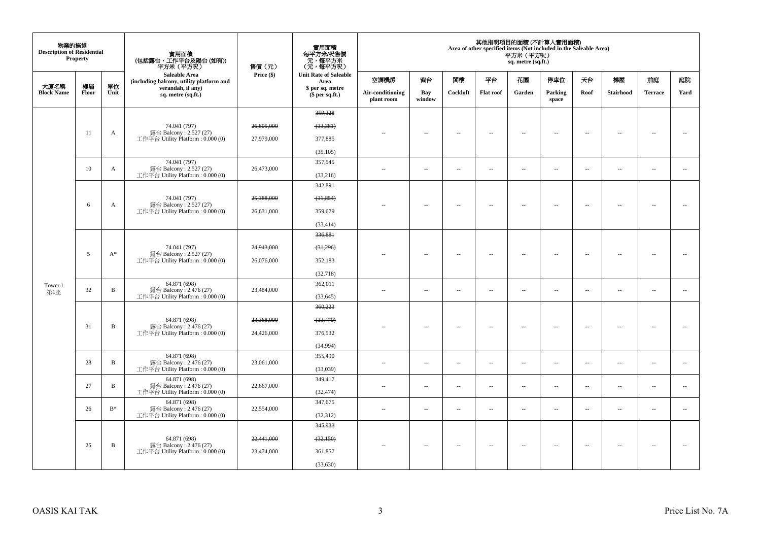| 物業的描述 Description of Residential Property | | | 實用面積 (包括露台，工作平台及陽台 (如有)) 平方米（平方呎） Saleable Area (including balcony, utility platform and verandah, if any) sq. metre (sq.ft.) | 售價（元） Price ($) | 實用面積 每平方米/呎售價 元，每平方米 （元，每平方呎） Unit Rate of Saleable Area $ per sq. metre ($ per sq.ft.) | 其他指明項目的面積 (不計算入實用面積) Area of other specified items (Not included in the Saleable Area) 平方米（平方呎） sq. metre (sq.ft.) | | | | | | | | | |
|---|---|---|---|---|---|---|---|---|---|---|---|---|---|---|---|
| 大廈名稱 Block Name | 樓層 Floor | 單位 Unit | | | | 空調機房 Air-conditioning plant room | 窗台 Bay window | 閣樓 Cockloft | 平台 Flat roof | 花園 Garden | 停車位 Parking space | 天台 Roof | 梯屋 Stairhood | 前庭 Terrace | 庭院 Yard |
| Tower 1 第1座 | 11 | A | 74.041 (797) 露台 Balcony : 2.527 (27) 工作平台 Utility Platform : 0.000 (0) | ~~26,605,000~~ 27,979,000 | ~~359,328~~ ~~(33,381)~~ 377,885 (35,105) | -- | -- | -- | -- | -- | -- | -- | -- | -- | -- |
| | 10 | A | 74.041 (797) 露台 Balcony : 2.527 (27) 工作平台 Utility Platform : 0.000 (0) | 26,473,000 | 357,545 (33,216) | -- | -- | -- | -- | -- | -- | -- | -- | -- | -- |
| | 6 | A | 74.041 (797) 露台 Balcony : 2.527 (27) 工作平台 Utility Platform : 0.000 (0) | ~~25,388,000~~ 26,631,000 | ~~342,891~~ ~~(31,854)~~ 359,679 (33,414) | -- | -- | -- | -- | -- | -- | -- | -- | -- | -- |
| | 5 | A* | 74.041 (797) 露台 Balcony : 2.527 (27) 工作平台 Utility Platform : 0.000 (0) | ~~24,943,000~~ 26,076,000 | ~~336,881~~ ~~(31,296)~~ 352,183 (32,718) | -- | -- | -- | -- | -- | -- | -- | -- | -- | -- |
| | 32 | B | 64.871 (698) 露台 Balcony : 2.476 (27) 工作平台 Utility Platform : 0.000 (0) | 23,484,000 | 362,011 (33,645) | -- | -- | -- | -- | -- | -- | -- | -- | -- | -- |
| | 31 | B | 64.871 (698) 露台 Balcony : 2.476 (27) 工作平台 Utility Platform : 0.000 (0) | ~~23,368,000~~ 24,426,000 | ~~360,223~~ ~~(33,479)~~ 376,532 (34,994) | -- | -- | -- | -- | -- | -- | -- | -- | -- | -- |
| | 28 | B | 64.871 (698) 露台 Balcony : 2.476 (27) 工作平台 Utility Platform : 0.000 (0) | 23,061,000 | 355,490 (33,039) | -- | -- | -- | -- | -- | -- | -- | -- | -- | -- |
| | 27 | B | 64.871 (698) 露台 Balcony : 2.476 (27) 工作平台 Utility Platform : 0.000 (0) | 22,667,000 | 349,417 (32,474) | -- | -- | -- | -- | -- | -- | -- | -- | -- | -- |
| | 26 | B* | 64.871 (698) 露台 Balcony : 2.476 (27) 工作平台 Utility Platform : 0.000 (0) | 22,554,000 | 347,675 (32,312) | -- | -- | -- | -- | -- | -- | -- | -- | -- | -- |
| | 25 | B | 64.871 (698) 露台 Balcony : 2.476 (27) 工作平台 Utility Platform : 0.000 (0) | ~~22,441,000~~ 23,474,000 | ~~345,933~~ ~~(32,150)~~ 361,857 (33,630) | -- | -- | -- | -- | -- | -- | -- | -- | -- | -- |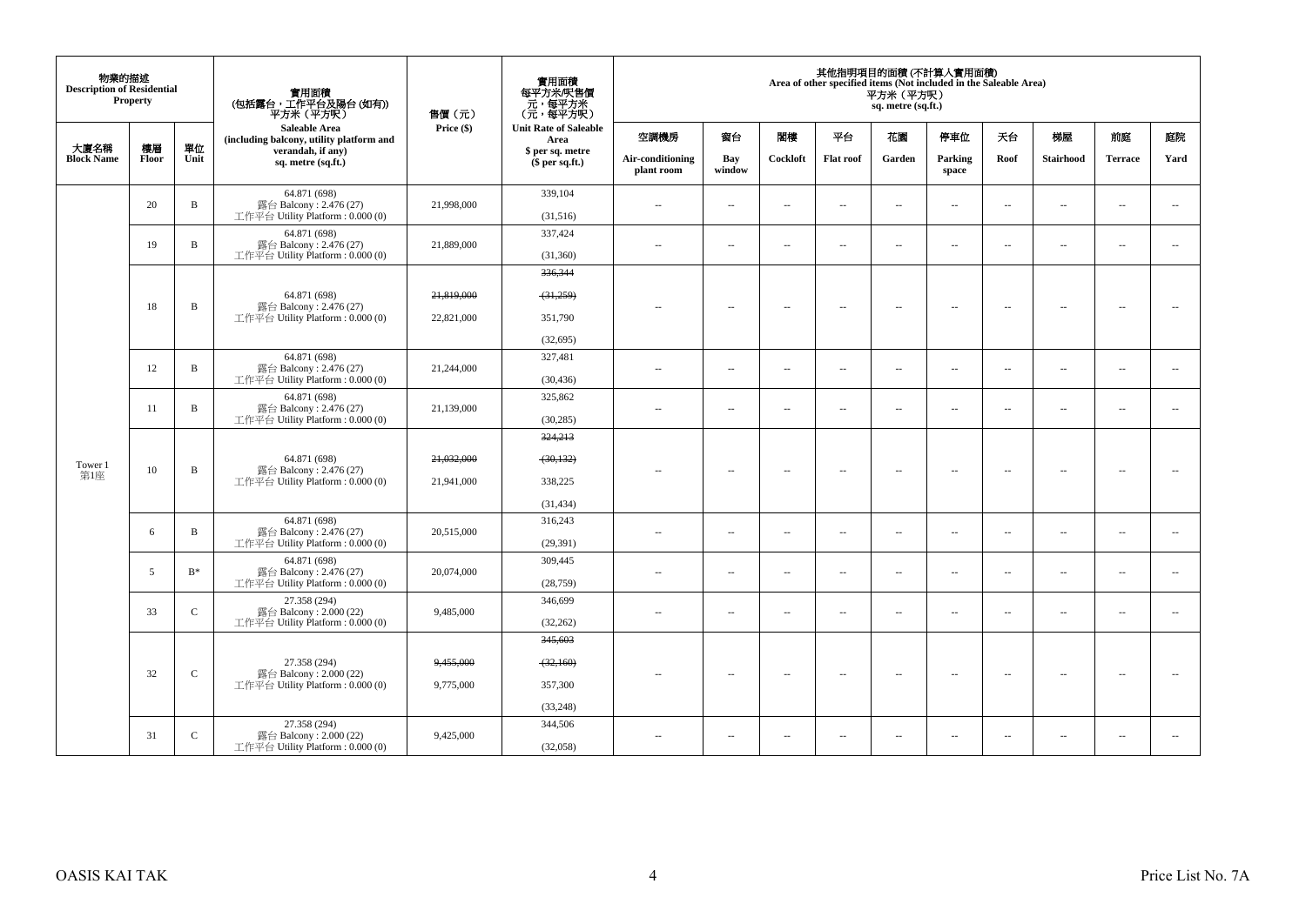| 物業的描述 Description of Residential Property | | | 實用面積 (包括露台，工作平台及陽台 (如有)) 平方米（平方呎） Saleable Area (including balcony, utility platform and verandah, if any) sq. metre (sq.ft.) | 售價（元） Price ($) | 實用面積 每平方米/呎售價 元，每平方米 （元，每平方呎） Unit Rate of Saleable Area $ per sq. metre ($ per sq.ft.) | 其他指明項目的面積 (不計算入實用面積) Area of other specified items (Not included in the Saleable Area) 平方米（平方呎） sq. metre (sq.ft.) | | | | | | | | | |
|---|---|---|---|---|---|---|---|---|---|---|---|---|---|---|---|
| 大廈名稱 Block Name | 樓層 Floor | 單位 Unit | | | | 空調機房 Air-conditioning plant room | 窗台 Bay window | 閣樓 Cockloft | 平台 Flat roof | 花園 Garden | 停車位 Parking space | 天台 Roof | 梯屋 Stairhood | 前庭 Terrace | 庭院 Yard |
| Tower 1 第1座 | 20 | B | 64.871 (698) 露台 Balcony : 2.476 (27) 工作平台 Utility Platform : 0.000 (0) | 21,998,000 | 339,104 (31,516) | -- | -- | -- | -- | -- | -- | -- | -- | -- | -- |
| | 19 | B | 64.871 (698) 露台 Balcony : 2.476 (27) 工作平台 Utility Platform : 0.000 (0) | 21,889,000 | 337,424 (31,360) | -- | -- | -- | -- | -- | -- | -- | -- | -- | -- |
| | 18 | B | 64.871 (698) 露台 Balcony : 2.476 (27) 工作平台 Utility Platform : 0.000 (0) | ~~21,819,000~~ 22,821,000 | ~~336,344~~ ~~(31,259)~~ 351,790 (32,695) | -- | -- | -- | -- | -- | -- | -- | -- | -- | -- |
| | 12 | B | 64.871 (698) 露台 Balcony : 2.476 (27) 工作平台 Utility Platform : 0.000 (0) | 21,244,000 | 327,481 (30,436) | -- | -- | -- | -- | -- | -- | -- | -- | -- | -- |
| | 11 | B | 64.871 (698) 露台 Balcony : 2.476 (27) 工作平台 Utility Platform : 0.000 (0) | 21,139,000 | 325,862 (30,285) | -- | -- | -- | -- | -- | -- | -- | -- | -- | -- |
| | 10 | B | 64.871 (698) 露台 Balcony : 2.476 (27) 工作平台 Utility Platform : 0.000 (0) | ~~21,032,000~~ 21,941,000 | ~~324,213~~ ~~(30,132)~~ 338,225 (31,434) | -- | -- | -- | -- | -- | -- | -- | -- | -- | -- |
| | 6 | B | 64.871 (698) 露台 Balcony : 2.476 (27) 工作平台 Utility Platform : 0.000 (0) | 20,515,000 | 316,243 (29,391) | -- | -- | -- | -- | -- | -- | -- | -- | -- | -- |
| | 5 | B* | 64.871 (698) 露台 Balcony : 2.476 (27) 工作平台 Utility Platform : 0.000 (0) | 20,074,000 | 309,445 (28,759) | -- | -- | -- | -- | -- | -- | -- | -- | -- | -- |
| | 33 | C | 27.358 (294) 露台 Balcony : 2.000 (22) 工作平台 Utility Platform : 0.000 (0) | 9,485,000 | 346,699 (32,262) | -- | -- | -- | -- | -- | -- | -- | -- | -- | -- |
| | 32 | C | 27.358 (294) 露台 Balcony : 2.000 (22) 工作平台 Utility Platform : 0.000 (0) | ~~9,455,000~~ 9,775,000 | ~~345,603~~ ~~(32,160)~~ 357,300 (33,248) | -- | -- | -- | -- | -- | -- | -- | -- | -- | -- |
| | 31 | C | 27.358 (294) 露台 Balcony : 2.000 (22) 工作平台 Utility Platform : 0.000 (0) | 9,425,000 | 344,506 (32,058) | -- | -- | -- | -- | -- | -- | -- | -- | -- | -- |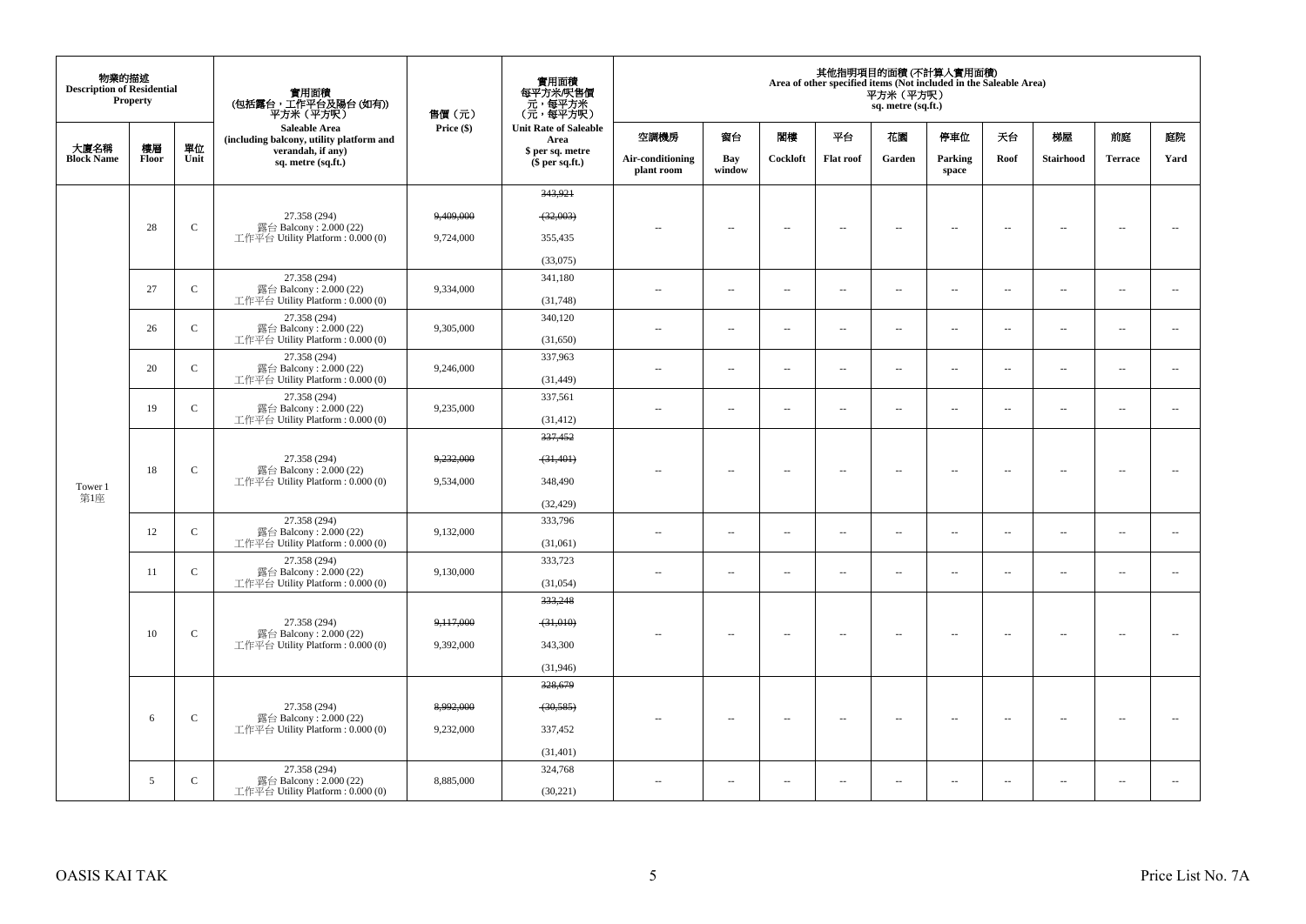| 物業的描述 Description of Residential Property | | | 實用面積 (包括露台，工作平台及陽台 (如有)) 平方米（平方呎） Saleable Area (including balcony, utility platform and verandah, if any) sq. metre (sq.ft.) | 售價（元） Price ($) | 實用面積 每平方米/呎售價 元，每平方米 (元，每平方呎) Unit Rate of Saleable Area $ per sq. metre ($ per sq.ft.) | 其他指明項目的面積 (不計算入實用面積) Area of other specified items (Not included in the Saleable Area) 平方米（平方呎） sq. metre (sq.ft.) | | | | | | | | | |
|---|---|---|---|---|---|---|---|---|---|---|---|---|---|---|---|
| 大廈名稱 Block Name | 樓層 Floor | 單位 Unit | | | | 空調機房 Air-conditioning plant room | 窗台 Bay window | 閣樓 Cockloft | 平台 Flat roof | 花園 Garden | 停車位 Parking space | 天台 Roof | 梯屋 Stairhood | 前庭 Terrace | 庭院 Yard |
| Tower 1 第1座 | 28 | C | 27.358 (294) 露台 Balcony : 2.000 (22) 工作平台 Utility Platform : 0.000 (0) | ~~9,409,000~~ 9,724,000 | ~~343,921 (32,003)~~ 355,435 (33,075) | -- | -- | -- | -- | -- | -- | -- | -- | -- | -- |
| | 27 | C | 27.358 (294) 露台 Balcony : 2.000 (22) 工作平台 Utility Platform : 0.000 (0) | 9,334,000 | 341,180 (31,748) | -- | -- | -- | -- | -- | -- | -- | -- | -- | -- |
| | 26 | C | 27.358 (294) 露台 Balcony : 2.000 (22) 工作平台 Utility Platform : 0.000 (0) | 9,305,000 | 340,120 (31,650) | -- | -- | -- | -- | -- | -- | -- | -- | -- | -- |
| | 20 | C | 27.358 (294) 露台 Balcony : 2.000 (22) 工作平台 Utility Platform : 0.000 (0) | 9,246,000 | 337,963 (31,449) | -- | -- | -- | -- | -- | -- | -- | -- | -- | -- |
| | 19 | C | 27.358 (294) 露台 Balcony : 2.000 (22) 工作平台 Utility Platform : 0.000 (0) | 9,235,000 | 337,561 (31,412) | -- | -- | -- | -- | -- | -- | -- | -- | -- | -- |
| | 18 | C | 27.358 (294) 露台 Balcony : 2.000 (22) 工作平台 Utility Platform : 0.000 (0) | ~~9,232,000~~ 9,534,000 | ~~337,452 (31,401)~~ 348,490 (32,429) | -- | -- | -- | -- | -- | -- | -- | -- | -- | -- |
| | 12 | C | 27.358 (294) 露台 Balcony : 2.000 (22) 工作平台 Utility Platform : 0.000 (0) | 9,132,000 | 333,796 (31,061) | -- | -- | -- | -- | -- | -- | -- | -- | -- | -- |
| | 11 | C | 27.358 (294) 露台 Balcony : 2.000 (22) 工作平台 Utility Platform : 0.000 (0) | 9,130,000 | 333,723 (31,054) | -- | -- | -- | -- | -- | -- | -- | -- | -- | -- |
| | 10 | C | 27.358 (294) 露台 Balcony : 2.000 (22) 工作平台 Utility Platform : 0.000 (0) | ~~9,117,000~~ 9,392,000 | ~~333,248 (31,010)~~ 343,300 (31,946) | -- | -- | -- | -- | -- | -- | -- | -- | -- | -- |
| | 6 | C | 27.358 (294) 露台 Balcony : 2.000 (22) 工作平台 Utility Platform : 0.000 (0) | ~~8,992,000~~ 9,232,000 | ~~328,679 (30,585)~~ 337,452 (31,401) | -- | -- | -- | -- | -- | -- | -- | -- | -- | -- |
| | 5 | C | 27.358 (294) 露台 Balcony : 2.000 (22) 工作平台 Utility Platform : 0.000 (0) | 8,885,000 | 324,768 (30,221) | -- | -- | -- | -- | -- | -- | -- | -- | -- | -- |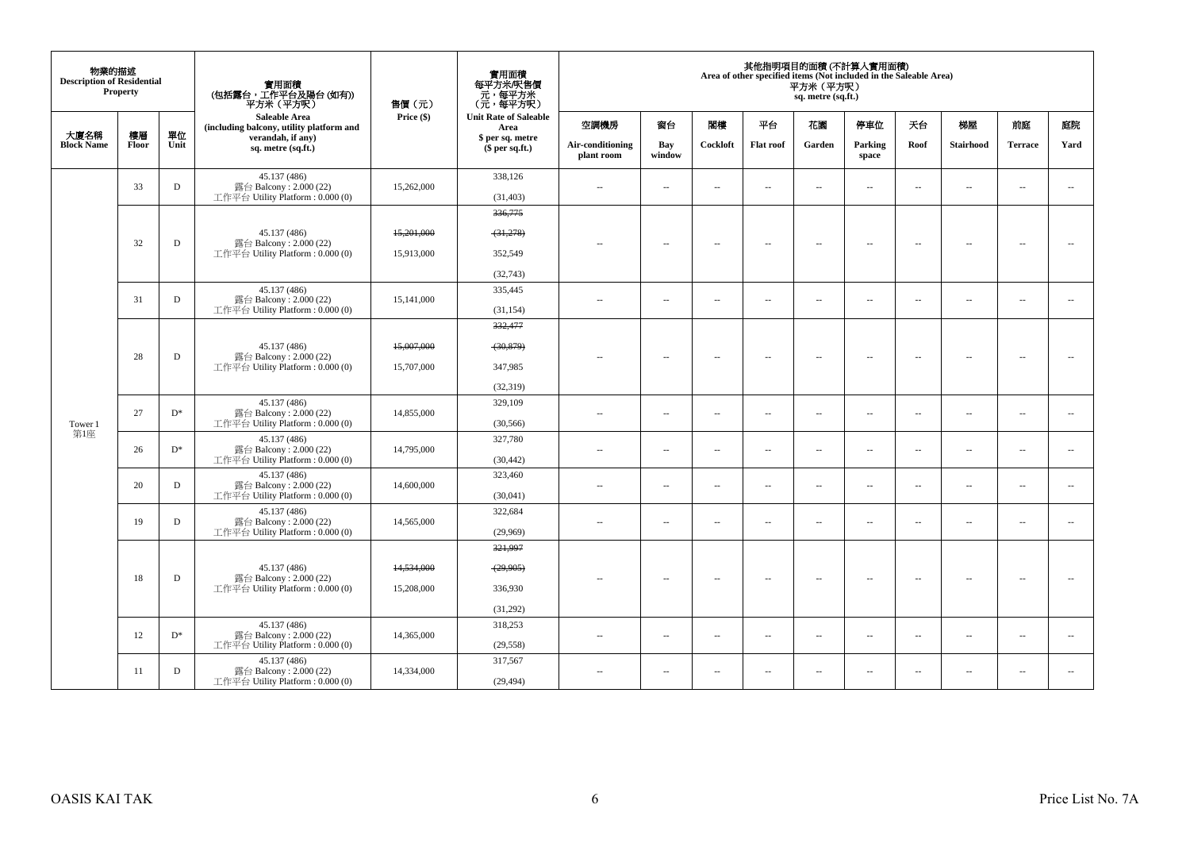| 物業的描述 Description of Residential Property | | | 實用面積 (包括露台，工作平台及陽台 (如有)) 平方米 (平方呎) | 售價（元） | 實用面積 每平方米/呎售價 元，每平方米 (元，每平方呎) | 其他指明項目的面積 (不計算入實用面積) Area of other specified items (Not included in the Saleable Area) 平方米 (平方呎) sq. metre (sq.ft.) | | | | | | | | | |
|---|---|---|---|---|---|---|---|---|---|---|---|---|---|---|---|
| 大廈名稱 Block Name | 樓層 Floor | 單位 Unit | Saleable Area (including balcony, utility platform and verandah, if any) sq. metre (sq.ft.) | Price ($) | Unit Rate of Saleable Area $ per sq. metre ($ per sq.ft.) | 空調機房 Air-conditioning plant room | 窗台 Bay window | 閣樓 Cockloft | 平台 Flat roof | 花園 Garden | 停車位 Parking space | 天台 Roof | 梯屋 Stairhood | 前庭 Terrace | 庭院 Yard |
| Tower 1 第1座 | 33 | D | 45.137 (486) 露台 Balcony : 2.000 (22) 工作平台 Utility Platform : 0.000 (0) | 15,262,000 | 338,126 (31,403) | -- | -- | -- | -- | -- | -- | -- | -- | -- | -- |
| | 32 | D | 45.137 (486) 露台 Balcony : 2.000 (22) 工作平台 Utility Platform : 0.000 (0) | ~~15,201,000~~ 15,913,000 | ~~336,775~~ ~~(31,278)~~ 352,549 (32,743) | -- | -- | -- | -- | -- | -- | -- | -- | -- | -- |
| | 31 | D | 45.137 (486) 露台 Balcony : 2.000 (22) 工作平台 Utility Platform : 0.000 (0) | 15,141,000 | 335,445 (31,154) | -- | -- | -- | -- | -- | -- | -- | -- | -- | -- |
| | 28 | D | 45.137 (486) 露台 Balcony : 2.000 (22) 工作平台 Utility Platform : 0.000 (0) | ~~15,007,000~~ 15,707,000 | ~~332,477~~ ~~(30,879)~~ 347,985 (32,319) | -- | -- | -- | -- | -- | -- | -- | -- | -- | -- |
| | 27 | D* | 45.137 (486) 露台 Balcony : 2.000 (22) 工作平台 Utility Platform : 0.000 (0) | 14,855,000 | 329,109 (30,566) | -- | -- | -- | -- | -- | -- | -- | -- | -- | -- |
| | 26 | D* | 45.137 (486) 露台 Balcony : 2.000 (22) 工作平台 Utility Platform : 0.000 (0) | 14,795,000 | 327,780 (30,442) | -- | -- | -- | -- | -- | -- | -- | -- | -- | -- |
| | 20 | D | 45.137 (486) 露台 Balcony : 2.000 (22) 工作平台 Utility Platform : 0.000 (0) | 14,600,000 | 323,460 (30,041) | -- | -- | -- | -- | -- | -- | -- | -- | -- | -- |
| | 19 | D | 45.137 (486) 露台 Balcony : 2.000 (22) 工作平台 Utility Platform : 0.000 (0) | 14,565,000 | 322,684 (29,969) | -- | -- | -- | -- | -- | -- | -- | -- | -- | -- |
| | 18 | D | 45.137 (486) 露台 Balcony : 2.000 (22) 工作平台 Utility Platform : 0.000 (0) | ~~14,534,000~~ 15,208,000 | ~~321,997~~ ~~(29,905)~~ 336,930 (31,292) | -- | -- | -- | -- | -- | -- | -- | -- | -- | -- |
| | 12 | D* | 45.137 (486) 露台 Balcony : 2.000 (22) 工作平台 Utility Platform : 0.000 (0) | 14,365,000 | 318,253 (29,558) | -- | -- | -- | -- | -- | -- | -- | -- | -- | -- |
| | 11 | D | 45.137 (486) 露台 Balcony : 2.000 (22) 工作平台 Utility Platform : 0.000 (0) | 14,334,000 | 317,567 (29,494) | -- | -- | -- | -- | -- | -- | -- | -- | -- | -- |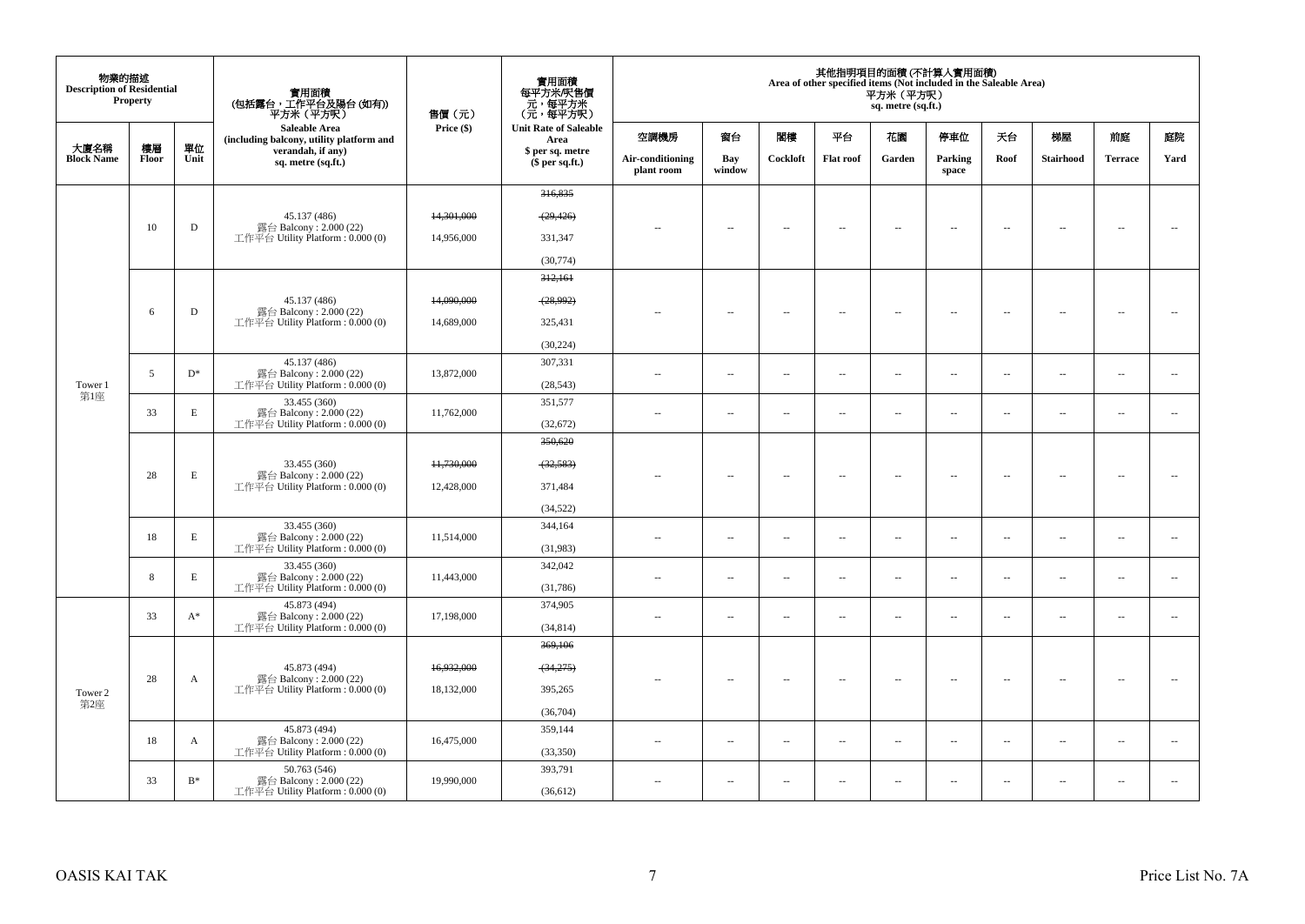| 物業的描述 Description of Residential Property | | | 實用面積 (包括露台，工作平台及陽台 (如有)) 平方米（平方呎） Saleable Area (including balcony, utility platform and verandah, if any) sq. metre (sq.ft.) | 售價（元） Price ($) | 實用面積 每平方米/呎售價 元，每平方米 (元，每平方呎) Unit Rate of Saleable Area $ per sq. metre ($ per sq.ft.) | 其他指明項目的面積 (不計算入實用面積) Area of other specified items (Not included in the Saleable Area) 平方米（平方呎） sq. metre (sq.ft.) | | | | | | | | | |
|---|---|---|---|---|---|---|---|---|---|---|---|---|---|---|---|
| 大廈名稱 Block Name | 樓層 Floor | 單位 Unit | | | | 空調機房 Air-conditioning plant room | 窗台 Bay window | 閣樓 Cockloft | 平台 Flat roof | 花園 Garden | 停車位 Parking space | 天台 Roof | 梯屋 Stairhood | 前庭 Terrace | 庭院 Yard |
| Tower 1 第1座 | 10 | D | 45.137 (486) 露台 Balcony : 2.000 (22) 工作平台 Utility Platform : 0.000 (0) | ~~14,301,000~~ 14,956,000 | ~~316,835~~ ~~(29,426)~~ 331,347 (30,774) | -- | -- | -- | -- | -- | -- | -- | -- | -- | -- |
| | 6 | D | 45.137 (486) 露台 Balcony : 2.000 (22) 工作平台 Utility Platform : 0.000 (0) | ~~14,090,000~~ 14,689,000 | ~~312,161~~ ~~(28,992)~~ 325,431 (30,224) | -- | -- | -- | -- | -- | -- | -- | -- | -- | -- |
| | 5 | D* | 45.137 (486) 露台 Balcony : 2.000 (22) 工作平台 Utility Platform : 0.000 (0) | 13,872,000 | 307,331 (28,543) | -- | -- | -- | -- | -- | -- | -- | -- | -- | -- |
| | 33 | E | 33.455 (360) 露台 Balcony : 2.000 (22) 工作平台 Utility Platform : 0.000 (0) | 11,762,000 | 351,577 (32,672) | -- | -- | -- | -- | -- | -- | -- | -- | -- | -- |
| | 28 | E | 33.455 (360) 露台 Balcony : 2.000 (22) 工作平台 Utility Platform : 0.000 (0) | ~~11,730,000~~ 12,428,000 | ~~350,620~~ ~~(32,583)~~ 371,484 (34,522) | -- | -- | -- | -- | -- | -- | -- | -- | -- | -- |
| | 18 | E | 33.455 (360) 露台 Balcony : 2.000 (22) 工作平台 Utility Platform : 0.000 (0) | 11,514,000 | 344,164 (31,983) | -- | -- | -- | -- | -- | -- | -- | -- | -- | -- |
| | 8 | E | 33.455 (360) 露台 Balcony : 2.000 (22) 工作平台 Utility Platform : 0.000 (0) | 11,443,000 | 342,042 (31,786) | -- | -- | -- | -- | -- | -- | -- | -- | -- | -- |
| Tower 2 第2座 | 33 | A* | 45.873 (494) 露台 Balcony : 2.000 (22) 工作平台 Utility Platform : 0.000 (0) | 17,198,000 | 374,905 (34,814) | -- | -- | -- | -- | -- | -- | -- | -- | -- | -- |
| | 28 | A | 45.873 (494) 露台 Balcony : 2.000 (22) 工作平台 Utility Platform : 0.000 (0) | ~~16,932,000~~ 18,132,000 | ~~369,106~~ ~~(34,275)~~ 395,265 (36,704) | -- | -- | -- | -- | -- | -- | -- | -- | -- | -- |
| | 18 | A | 45.873 (494) 露台 Balcony : 2.000 (22) 工作平台 Utility Platform : 0.000 (0) | 16,475,000 | 359,144 (33,350) | -- | -- | -- | -- | -- | -- | -- | -- | -- | -- |
| | 33 | B* | 50.763 (546) 露台 Balcony : 2.000 (22) 工作平台 Utility Platform : 0.000 (0) | 19,990,000 | 393,791 (36,612) | -- | -- | -- | -- | -- | -- | -- | -- | -- | -- |

OASIS KAI TAK

Price List No. 7A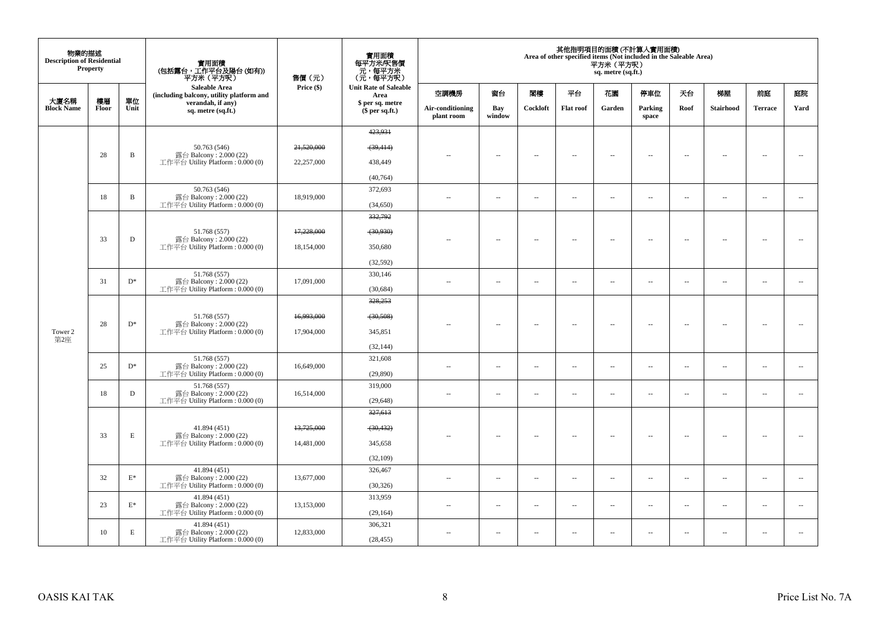| 物業的描述 Description of Residential Property | | | 實用面積 (包括露台，工作平台及陽台 (如有)) 平方米（平方呎） | 售價（元） | 實用面積 每平方米/呎售價 元，每平方米 （元，每平方呎） | 其他指明項目的面積 (不計算入實用面積) Area of other specified items (Not included in the Saleable Area) 平方米（平方呎） sq. metre (sq.ft.) | | | | | | | | | |
|---|---|---|---|---|---|---|---|---|---|---|---|---|---|---|---|
| 大廈名稱 Block Name | 樓層 Floor | 單位 Unit | Saleable Area (including balcony, utility platform and verandah, if any) sq. metre (sq.ft.) | Price ($) | Unit Rate of Saleable Area $ per sq. metre ($ per sq.ft.) | 空調機房 Air-conditioning plant room | 窗台 Bay window | 閣樓 Cockloft | 平台 Flat roof | 花園 Garden | 停車位 Parking space | 天台 Roof | 梯屋 Stairhood | 前庭 Terrace | 庭院 Yard |
| Tower 2 第2座 | 28 | B | 50.763 (546) 露台 Balcony : 2.000 (22) 工作平台 Utility Platform : 0.000 (0) | ~~21,520,000~~ 22,257,000 | ~~423,931~~ ~~(39,414)~~ 438,449 (40,764) | -- | -- | -- | -- | -- | -- | -- | -- | -- | -- |
| | 18 | B | 50.763 (546) 露台 Balcony : 2.000 (22) 工作平台 Utility Platform : 0.000 (0) | 18,919,000 | 372,693 (34,650) | -- | -- | -- | -- | -- | -- | -- | -- | -- | -- |
| | 33 | D | 51.768 (557) 露台 Balcony : 2.000 (22) 工作平台 Utility Platform : 0.000 (0) | ~~17,228,000~~ 18,154,000 | ~~332,792~~ ~~(30,930)~~ 350,680 (32,592) | -- | -- | -- | -- | -- | -- | -- | -- | -- | -- |
| | 31 | D* | 51.768 (557) 露台 Balcony : 2.000 (22) 工作平台 Utility Platform : 0.000 (0) | 17,091,000 | 330,146 (30,684) | -- | -- | -- | -- | -- | -- | -- | -- | -- | -- |
| | 28 | D* | 51.768 (557) 露台 Balcony : 2.000 (22) 工作平台 Utility Platform : 0.000 (0) | ~~16,993,000~~ 17,904,000 | ~~328,253~~ ~~(30,508)~~ 345,851 (32,144) | -- | -- | -- | -- | -- | -- | -- | -- | -- | -- |
| | 25 | D* | 51.768 (557) 露台 Balcony : 2.000 (22) 工作平台 Utility Platform : 0.000 (0) | 16,649,000 | 321,608 (29,890) | -- | -- | -- | -- | -- | -- | -- | -- | -- | -- |
| | 18 | D | 51.768 (557) 露台 Balcony : 2.000 (22) 工作平台 Utility Platform : 0.000 (0) | 16,514,000 | 319,000 (29,648) | -- | -- | -- | -- | -- | -- | -- | -- | -- | -- |
| | 33 | E | 41.894 (451) 露台 Balcony : 2.000 (22) 工作平台 Utility Platform : 0.000 (0) | ~~13,725,000~~ 14,481,000 | ~~327,613~~ ~~(30,432)~~ 345,658 (32,109) | -- | -- | -- | -- | -- | -- | -- | -- | -- | -- |
| | 32 | E* | 41.894 (451) 露台 Balcony : 2.000 (22) 工作平台 Utility Platform : 0.000 (0) | 13,677,000 | 326,467 (30,326) | -- | -- | -- | -- | -- | -- | -- | -- | -- | -- |
| | 23 | E* | 41.894 (451) 露台 Balcony : 2.000 (22) 工作平台 Utility Platform : 0.000 (0) | 13,153,000 | 313,959 (29,164) | -- | -- | -- | -- | -- | -- | -- | -- | -- | -- |
| | 10 | E | 41.894 (451) 露台 Balcony : 2.000 (22) 工作平台 Utility Platform : 0.000 (0) | 12,833,000 | 306,321 (28,455) | -- | -- | -- | -- | -- | -- | -- | -- | -- | -- |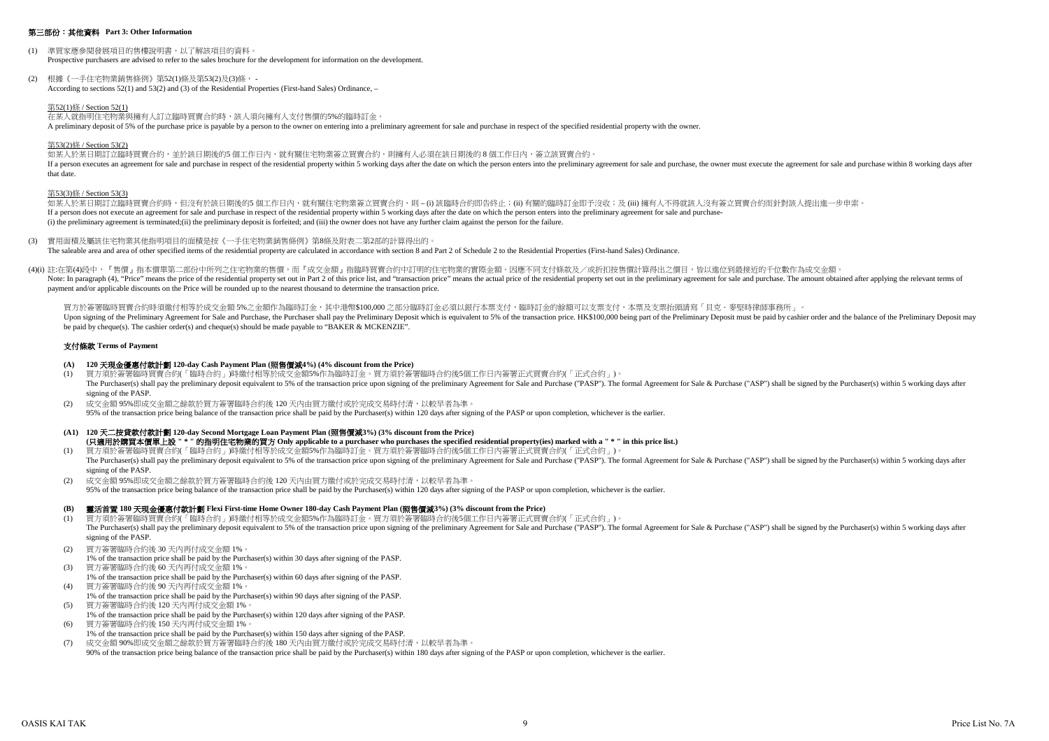## 第三部份：其他資料 Part 3: Other Information

(1) 準買家應參閱發展項目的售樓說明書，以了解該項目的資料。
Prospective purchasers are advised to refer to the sales brochure for information on the development.

(2) 根據《一手住宅物業銷售條例》第52(1)條及第53(2)及(3)條， -
According to sections 52(1) and 53(2) and (3) of the Residential Properties (First-hand Sales) Ordinance, –

第52(1)條 / Section 52(1)
在某人就指明住宅物業與擁有人訂立臨時買賣合約時，該人須向擁有人支付售價的5%的臨時訂金。
A preliminary deposit of 5% of the purchase price is payable by a person to the owner on entering into a preliminary agreement for sale and purchase in respect of the specified residential property with the owner.

第53(2)條 / Section 53(2)
如某人於某日期訂立臨時買賣合約，並於該日期後的5 個工作日內，就有關住宅物業簽立買賣合約，則擁有人必須在該日期後的 8 個工作日內，簽立該買賣合約。
If a person executes an agreement for sale and purchase in respect of the residential property within 5 working days after the date on which the person enters into the preliminary agreement for sale and purchase, the owner must execute the agreement for sale and purchase within 8 working days after that date.

第53(3)條 / Section 53(3)
如某人於某日期訂立臨時買賣合約時，但沒有於該日期後的5 個工作日內，就有關住宅物業簽立買賣合約，則 – (i) 該臨時合約即告終止；(ii) 有關的臨時訂金即予沒收；及 (iii) 擁有人不得就該人沒有簽立買賣合約而針對該人提出進一步申索。
If a person does not execute an agreement for sale and purchase in respect of the residential property within 5 working days after the date on which the person enters into the preliminary agreement for sale and purchase-
(i) the preliminary agreement is terminated;(ii) the preliminary deposit is forfeited; and (iii) the owner does not have any further claim against the person for the failure.

(3) 實用面積及屬該住宅物業其他指明項目的面積是按《一手住宅物業銷售條例》第8條及附表二第2部的計算得出的。
The saleable area and area of other specified items of the residential property are calculated in accordance with section 8 and Part 2 of Schedule 2 to the Residential Properties (First-hand Sales) Ordinance.

(4)(i) 註:在第(4)段中，『售價』指本價單第二部份中所列之住宅物業的售價，而『成交金額』指臨時買賣合約中訂明的住宅物業的實際金額。因應不同支付條款及／或折扣按售價計算得出之價目，皆以進位到最接近的千位數作為成交金額。
Note: In paragraph (4), "Price" means the price of the residential property set out in Part 2 of this price list, and "transaction price" means the actual price of the residential property set out in the preliminary agreement for sale and purchase. The amount obtained after applying the relevant terms of payment and/or applicable discounts on the Price will be rounded up to the nearest thousand to determine the transaction price.

買方於簽署臨時買賣合約時須繳付相等於成交金額 5%之金額作為臨時訂金，其中港幣$100,000 之部分臨時訂金必須以銀行本票支付，臨時訂金的餘額可以支票支付，本票及支票抬頭請寫「貝克．麥堅時律師事務所」。
Upon signing of the Preliminary Agreement for Sale and Purchase, the Purchaser shall pay the Preliminary Deposit which is equivalent to 5% of the transaction price. HK$100,000 being part of the Preliminary Deposit must be paid by cashier order and the balance of the Preliminary Deposit may be paid by cheque(s). The cashier order(s) and cheque(s) should be made payable to "BAKER & MCKENZIE".

### 支付條款 Terms of Payment

**(A) 120 天現金優惠付款計劃 120-day Cash Payment Plan (照售價減4%) (4% discount from the Price)**

(1) 買方須於簽署臨時買賣合約(「臨時合約」)時繳付相等於成交金額5%作為臨時訂金。買方須於簽署臨時合約後5個工作日內簽署正式買賣合約(「正式合約」)。
The Purchaser(s) shall pay the preliminary deposit equivalent to 5% of the transaction price upon signing of the preliminary Agreement for Sale and Purchase ("PASP"). The formal Agreement for Sale & Purchase ("ASP") shall be signed by the Purchaser(s) within 5 working days after signing of the PASP.

(2) 成交金額 95%即成交金額之餘款於買方簽署臨時合約後 120 天內由買方繳付或於完成交易時付清，以較早者為準。
95% of the transaction price being balance of the transaction price shall be paid by the Purchaser(s) within 120 days after signing of the PASP or upon completion, whichever is the earlier.

**(A1) 120 天二按貸款付款計劃 120-day Second Mortgage Loan Payment Plan (照售價減3%) (3% discount from the Price)**
**(只適用於購買本價單上設 " * " 的指明住宅物業的買方 Only applicable to a purchaser who purchases the specified residential property(ies) marked with a " * " in this price list.)**

(1) 買方須於簽署臨時買賣合約(「臨時合約」)時繳付相等於成交金額5%作為臨時訂金。買方須於簽署臨時合約後5個工作日內簽署正式買賣合約(「正式合約」)。
The Purchaser(s) shall pay the preliminary deposit equivalent to 5% of the transaction price upon signing of the preliminary Agreement for Sale and Purchase ("PASP"). The formal Agreement for Sale & Purchase ("ASP") shall be signed by the Purchaser(s) within 5 working days after signing of the PASP.

(2) 成交金額 95%即成交金額之餘款於買方簽署臨時合約後 120 天內由買方繳付或於完成交易時付清，以較早者為準。
95% of the transaction price being balance of the transaction price shall be paid by the Purchaser(s) within 120 days after signing of the PASP or upon completion, whichever is the earlier.

**(B) 靈活首置 180 天現金優惠付款計劃 Flexi First-time Home Owner 180-day Cash Payment Plan (照售價減3%) (3% discount from the Price)**

(1) 買方須於簽署臨時買賣合約(「臨時合約」)時繳付相等於成交金額5%作為臨時訂金。買方須於簽署臨時合約後5個工作日內簽署正式買賣合約(「正式合約」)。
The Purchaser(s) shall pay the preliminary deposit equivalent to 5% of the transaction price upon signing of the preliminary Agreement for Sale and Purchase ("PASP"). The formal Agreement for Sale & Purchase ("ASP") shall be signed by the Purchaser(s) within 5 working days after signing of the PASP.

(2) 買方簽署臨時合約後 30 天內再付成交金額 1%。
1% of the transaction price shall be paid by the Purchaser(s) within 30 days after signing of the PASP.

(3) 買方簽署臨時合約後 60 天內再付成交金額 1%。
1% of the transaction price shall be paid by the Purchaser(s) within 60 days after signing of the PASP.

(4) 買方簽署臨時合約後 90 天內再付成交金額 1%。
1% of the transaction price shall be paid by the Purchaser(s) within 90 days after signing of the PASP.

(5) 買方簽署臨時合約後 120 天內再付成交金額 1%。
1% of the transaction price shall be paid by the Purchaser(s) within 120 days after signing of the PASP.

(6) 買方簽署臨時合約後 150 天內再付成交金額 1%。
1% of the transaction price shall be paid by the Purchaser(s) within 150 days after signing of the PASP.

(7) 成交金額 90%即成交金額之餘款於買方簽署臨時合約後 180 天內由買方繳付或於完成交易時付清，以較早者為準。
90% of the transaction price being balance of the transaction price shall be paid by the Purchaser(s) within 180 days after signing of the PASP or upon completion, whichever is the earlier.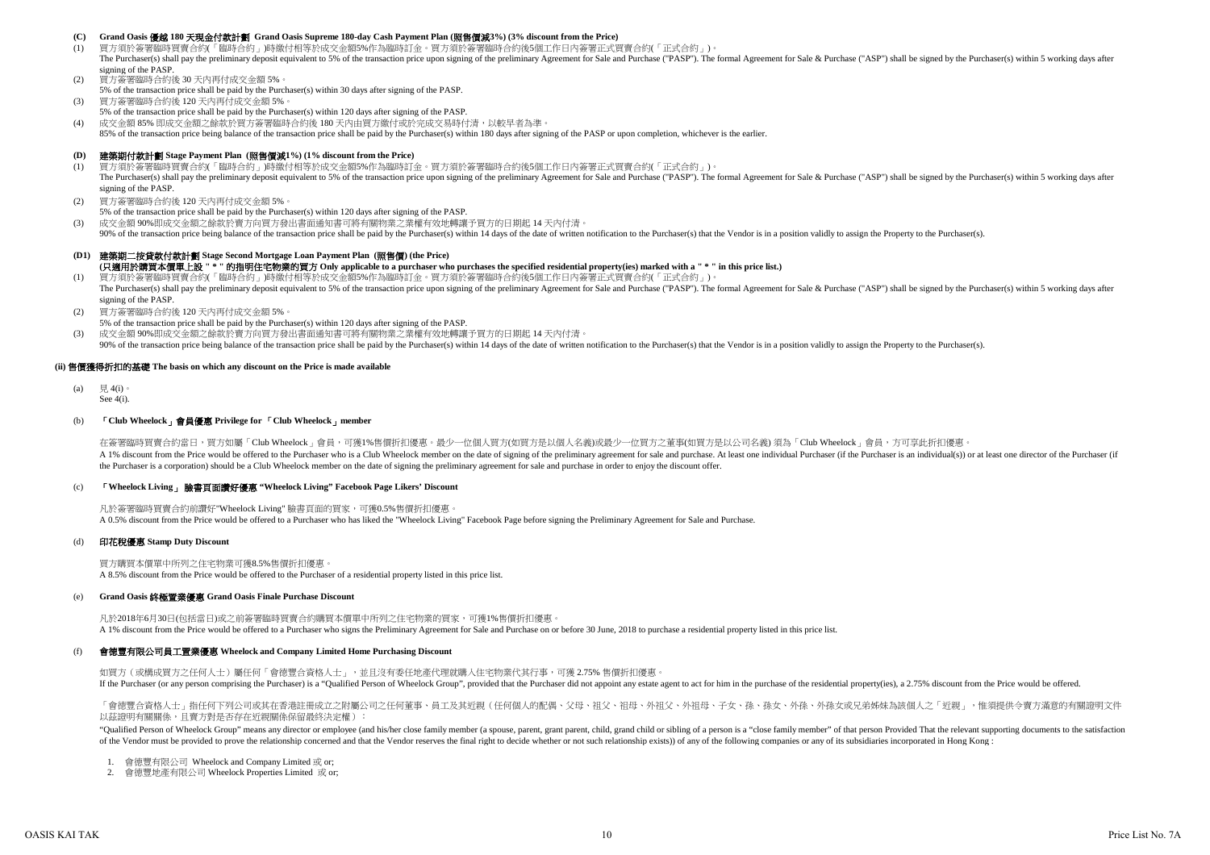**(C) Grand Oasis 優越 180 天現金付款計劃 Grand Oasis Supreme 180-day Cash Payment Plan (照售價減3%) (3% discount from the Price)**

(1) 買方須於簽署臨時買賣合約(「臨時合約」)時繳付相等於成交金額5%作為臨時訂金。買方須於簽署臨時合約後5個工作日內簽署正式買賣合約(「正式合約」)。
The Purchaser(s) shall pay the preliminary deposit equivalent to 5% of the transaction price upon signing of the preliminary Agreement for Sale and Purchase ("PASP"). The formal Agreement for Sale & Purchase ("ASP") shall be signed by the Purchaser(s) within 5 working days after signing of the PASP.

(2) 買方簽署臨時合約後 30 天內再付成交金額 5%。
5% of the transaction price shall be paid by the Purchaser(s) within 30 days after signing of the PASP.

(3) 買方簽署臨時合約後 120 天內再付成交金額 5%。
5% of the transaction price shall be paid by the Purchaser(s) within 120 days after signing of the PASP.

(4) 成交金額 85% 即成交金額之餘款於買方簽署臨時合約後 180 天內由買方繳付或於完成交易時付清，以較早者為準。
85% of the transaction price being balance of the transaction price shall be paid by the Purchaser(s) within 180 days after signing of the PASP or upon completion, whichever is the earlier.

**(D) 建築期付款計劃 Stage Payment Plan (照售價減1%) (1% discount from the Price)**

(1) 買方須於簽署臨時買賣合約(「臨時合約」)時繳付相等於成交金額5%作為臨時訂金。買方須於簽署臨時合約後5個工作日內簽署正式買賣合約(「正式合約」)。
The Purchaser(s) shall pay the preliminary deposit equivalent to 5% of the transaction price upon signing of the preliminary Agreement for Sale and Purchase ("PASP"). The formal Agreement for Sale & Purchase ("ASP") shall be signed by the Purchaser(s) within 5 working days after signing of the PASP.

(2) 買方簽署臨時合約後 120 天內再付成交金額 5%。
5% of the transaction price shall be paid by the Purchaser(s) within 120 days after signing of the PASP.

(3) 成交金額 90%即成交金額之餘款於賣方向買方發出書面通知書可將有關物業之業權有效地轉讓予買方的日期起 14 天內付清。
90% of the transaction price being balance of the transaction price shall be paid by the Purchaser(s) within 14 days of the date of written notification to the Purchaser(s) that the Vendor is in a position validly to assign the Property to the Purchaser(s).

**(D1) 建築期二按貸款付款計劃 Stage Second Mortgage Loan Payment Plan (照售價) (the Price)**
**(只適用於購買本價單上設 " * " 的指明住宅物業的買方 Only applicable to a purchaser who purchases the specified residential property(ies) marked with a " * " in this price list.)**

(1) 買方須於簽署臨時買賣合約(「臨時合約」)時繳付相等於成交金額5%作為臨時訂金。買方須於簽署臨時合約後5個工作日內簽署正式買賣合約(「正式合約」)。
The Purchaser(s) shall pay the preliminary deposit equivalent to 5% of the transaction price upon signing of the preliminary Agreement for Sale and Purchase ("PASP"). The formal Agreement for Sale & Purchase ("ASP") shall be signed by the Purchaser(s) within 5 working days after signing of the PASP.

(2) 買方簽署臨時合約後 120 天內再付成交金額 5%。
5% of the transaction price shall be paid by the Purchaser(s) within 120 days after signing of the PASP.

(3) 成交金額 90%即成交金額之餘款於賣方向買方發出書面通知書可將有關物業之業權有效地轉讓予買方的日期起 14 天內付清。
90% of the transaction price being balance of the transaction price shall be paid by the Purchaser(s) within 14 days of the date of written notification to the Purchaser(s) that the Vendor is in a position validly to assign the Property to the Purchaser(s).

**(ii) 售價獲得折扣的基礎 The basis on which any discount on the Price is made available**

(a) 見 4(i)。
See 4(i).

(b) **「Club Wheelock」會員優惠 Privilege for 「Club Wheelock」member**

在簽署臨時買賣合約當日，買方如屬「Club Wheelock」會員，可獲1%售價折扣優惠。最少一位個人買方(如買方是以個人名義)或最少一位買方之董事(如買方是以公司名義) 須為「Club Wheelock」會員，方可享此折扣優惠。
A 1% discount from the Price would be offered to the Purchaser who is a Club Wheelock member on the date of signing of the preliminary agreement for sale and purchase. At least one individual Purchaser (if the Purchaser is an individual(s)) or at least one director of the Purchaser (if the Purchaser is a corporation) should be a Club Wheelock member on the date of signing the preliminary agreement for sale and purchase in order to enjoy the discount offer.

(c) **「Wheelock Living」 臉書頁面讚好優惠 "Wheelock Living" Facebook Page Likers' Discount**

凡於簽署臨時買賣合約前讚好"Wheelock Living" 臉書頁面的買家，可獲0.5%售價折扣優惠。
A 0.5% discount from the Price would be offered to a Purchaser who has liked the "Wheelock Living" Facebook Page before signing the Preliminary Agreement for Sale and Purchase.

(d) **印花稅優惠 Stamp Duty Discount**

買方購買本價單中所列之住宅物業可獲8.5%售價折扣優惠。
A 8.5% discount from the Price would be offered to the Purchaser of a residential property listed in this price list.

(e) **Grand Oasis 終極置業優惠 Grand Oasis Finale Purchase Discount**

凡於2018年6月30日(包括當日)或之前簽署臨時買賣合約購買本價單中所列之住宅物業的買家，可獲1%售價折扣優惠。
A 1% discount from the Price would be offered to a Purchaser who signs the Preliminary Agreement for Sale and Purchase on or before 30 June, 2018 to purchase a residential property listed in this price list.

(f) **會德豐有限公司員工置業優惠 Wheelock and Company Limited Home Purchasing Discount**

如買方（或構成買方之任何人士）屬任何「會德豐合資格人士」，並且沒有委任地產代理就購入住宅物業代其行事，可獲 2.75% 售價折扣優惠。
If the Purchaser (or any person comprising the Purchaser) is a "Qualified Person of Wheelock Group", provided that the Purchaser did not appoint any estate agent to act for him in the purchase of the residential property(ies), a 2.75% discount from the Price would be offered.

「會德豐合資格人士」指任何下列公司或其在香港註冊成立之附屬公司之任何董事、員工及其近親（任何個人的配偶、父母、祖父、祖母、外祖父、外祖母、子女、孫、孫女、外孫、外孫女或兄弟姊妹為該個人之「近親」，惟須提供令賣方滿意的有關證明文件以茲證明有關關係，且賣方對是否存在近親關係保留最終決定權）：
"Qualified Person of Wheelock Group" means any director or employee (and his/her close family member (a spouse, parent, grant parent, child, grand child or sibling of a person is a "close family member" of that person Provided That the relevant supporting documents to the satisfaction of the Vendor must be provided to prove the relationship concerned and that the Vendor reserves the final right to decide whether or not such relationship exists)) of any of the following companies or any of its subsidiaries incorporated in Hong Kong :

1. 會德豐有限公司 Wheelock and Company Limited 或 or;
2. 會德豐地產有限公司 Wheelock Properties Limited 或 or;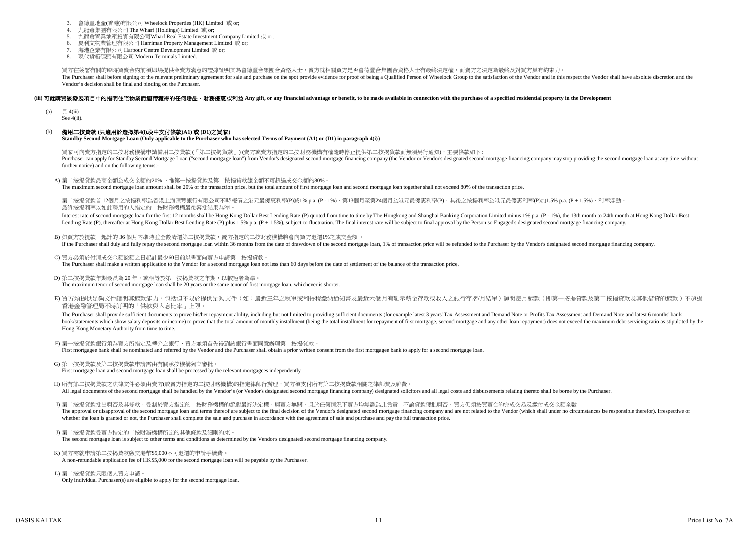3. 會德豐地產(香港)有限公司 Wheelock Properties (HK) Limited 或 or;
4. 九龍倉集團有限公司 The Wharf (Holdings) Limited 或 or;
5. 九龍倉置業地產投資有限公司Wharf Real Estate Investment Company Limited 或 or;
6. 夏利文物業管理有限公司 Harriman Property Management Limited 或 or;
7. 海港企業有限公司 Harbour Centre Development Limited 或 or;
8. 現代貨箱碼頭有限公司 Modern Terminals Limited.

買方在簽署有關的臨時買賣合約前須即場提供令賣方滿意的證據証明其為會德豐合集團合資格人士，賣方就相關買方是否會德豐合集團合資格人士有最終決定權，而賣方之決定為最終及對買方具有約束力。
The Purchaser shall before signing of the relevant preliminary agreement for sale and purchase on the spot provide evidence for proof of being a Qualified Person of Wheelock Group to the satisfaction of the Vendor and in this respect the Vendor shall have absolute discretion and the Vendor's decision shall be final and binding on the Purchaser.

### (iii) 可就購買該發展項目中的指明住宅物業而連帶獲得的任何贈品、財務優惠或利益 Any gift, or any financial advantage or benefit, to be made available in connection with the purchase of a specified residential property in the Development

(a) 見 4(ii)。
See 4(ii).

(b) **備用二按貸款 (只適用於選擇第4(i)段中支付條款(A1) 或 (D1)之買家)**
**Standby Second Mortgage Loan (Only applicable to the Purchaser who has selected Terms of Payment (A1) or (D1) in paragraph 4(i))**

買家可向賣方指定的二按財務機構申請備用二按貸款 (「第二按揭貸款」) (賣方或賣方指定的二按財務機構有權隨時停止提供第二按揭貸款而無須另行通知)，主要條款如下 :
Purchaser can apply for Standby Second Mortgage Loan ("second mortgage loan") from Vendor's designated second mortgage financing company (the Vendor or Vendor's designated second mortgage financing company may stop providing the second mortgage loan at any time without further notice) and on the following terms:-

A) 第二按揭貸款最高金額為成交金額的20% ，惟第一按揭貸款及第二按揭貸款總金額不可超過成交金額的80%。
The maximum second mortgage loan amount shall be 20% of the transaction price, but the total amount of first mortgage loan and second mortgage loan together shall not exceed 80% of the transaction price.

第二按揭貸款首 12個月之按揭利率為香港上海匯豐銀行有限公司不時報價之港元最優惠利率(P)減1% p.a. (P - 1%)，第13個月至第24個月為港元最優惠利率(P)，其後之按揭利率為港元最優惠利率(P)加1.5% p.a. (P + 1.5%)，利率浮動。最終按揭利率以如此聘用的人指定的二按財務機構最後審批結果為準。
Interest rate of second mortgage loan for the first 12 months shall be Hong Kong Dollar Best Lending Rate (P) quoted from time to time by The Hongkong and Shanghai Banking Corporation Limited minus 1% p.a. (P - 1%), the 13th month to 24th month at Hong Kong Dollar Best Lending Rate (P), thereafter at Hong Kong Dollar Best Lending Rate (P) plus 1.5% p.a. (P + 1.5%), subject to fluctuation. The final interest rate will be subject to final approval by the Person so Engaged's designated second mortgage financing company.

B) 如買方於提款日起計的 36 個月內準時並全數清還第二按揭貸款，賣方指定的二按財務機構將會向買方退還1%之成交金額 。
If the Purchaser shall duly and fully repay the second mortgage loan within 36 months from the date of drawdown of the second mortgage loan, 1% of transaction price will be refunded to the Purchaser by the Vendor's designated second mortgage financing company.

C) 買方必須於付清成交金額餘額之日起計最少60日前以書面向賣方申請第二按揭貸款。
The Purchaser shall make a written application to the Vendor for a second mortgage loan not less than 60 days before the date of settlement of the balance of the transaction price.

D) 第二按揭貸款年期最長為 20 年，或相等於第一按揭貸款之年期，以較短者為準。
The maximum tenor of second mortgage loan shall be 20 years or the same tenor of first mortgage loan, whichever is shorter.

E) 買方須提供足夠文件證明其還款能力，包括但不限於提供足夠文件（如：最近三年之稅單或利得稅繳納通知書及最近六個月有顯示薪金存款或收入之銀行存摺/月結單）證明每月還款（即第一按揭貸款及第二按揭貸款及其他借貸的還款）不超過香港金融管理局不時訂明的「供款與入息比率」上限。
The Purchaser shall provide sufficient documents to prove his/her repayment ability, including but not limited to providing sufficient documents (for example latest 3 years' Tax Assessment and Demand Note or Profits Tax Assessment and Demand Note and latest 6 months' bank book/statements which show salary deposits or income) to prove that the total amount of monthly installment (being the total installment for repayment of first mortgage, second mortgage and any other loan repayment) does not exceed the maximum debt-servicing ratio as stipulated by the Hong Kong Monetary Authority from time to time.

F) 第一按揭貸款銀行須為賣方所指定及轉介之銀行，買方並須首先得到該銀行書面同意辦理第二按揭貸款。
First mortgagee bank shall be nominated and referred by the Vendor and the Purchaser shall obtain a prior written consent from the first mortgagee bank to apply for a second mortgage loan.

G) 第一按揭貸款及第二按揭貸款申請需由有關承按機構獨立審批。
First mortgage loan and second mortgage loan shall be processed by the relevant mortgagees independently.

H) 所有第二按揭貸款之法律文件必須由賣方(或賣方指定的二按財務機構)的指定律師行辦理，買方須支付所有第二按揭貸款相關之律師費及雜費。
All legal documents of the second mortgage shall be handled by the Vendor's (or Vendor's designated second mortgage financing company) designated solicitors and all legal costs and disbursements relating thereto shall be borne by the Purchaser.

I) 第二按揭貸款批出與否及其條款，受制於賣方指定的二按財務機構的絕對最終決定權，與賣方無關，且於任何情況下賣方均無需為此負責。不論貸款獲批與否，買方仍須按買賣合約完成交易及繳付成交金額全數。
The approval or disapproval of the second mortgage loan and terms thereof are subject to the final decision of the Vendor's designated second mortgage financing company and are not related to the Vendor (which shall under no circumstances be responsible therefor). Irrespective of whether the loan is granted or not, the Purchaser shall complete the sale and purchase in accordance with the agreement of sale and purchase and pay the full transaction price.

J) 第二按揭貸款受賣方指定的二按財務機構所定的其他條款及細則約束。
The second mortgage loan is subject to other terms and conditions as determined by the Vendor's designated second mortgage financing company.

K) 買方需就申請第二按揭貸款繳交港幣$5,000不可退還的申請手續費。
A non-refundable application fee of HK$5,000 for the second mortgage loan will be payable by the Purchaser.

L) 第二按揭貸款只限個人買方申請。
Only individual Purchaser(s) are eligible to apply for the second mortgage loan.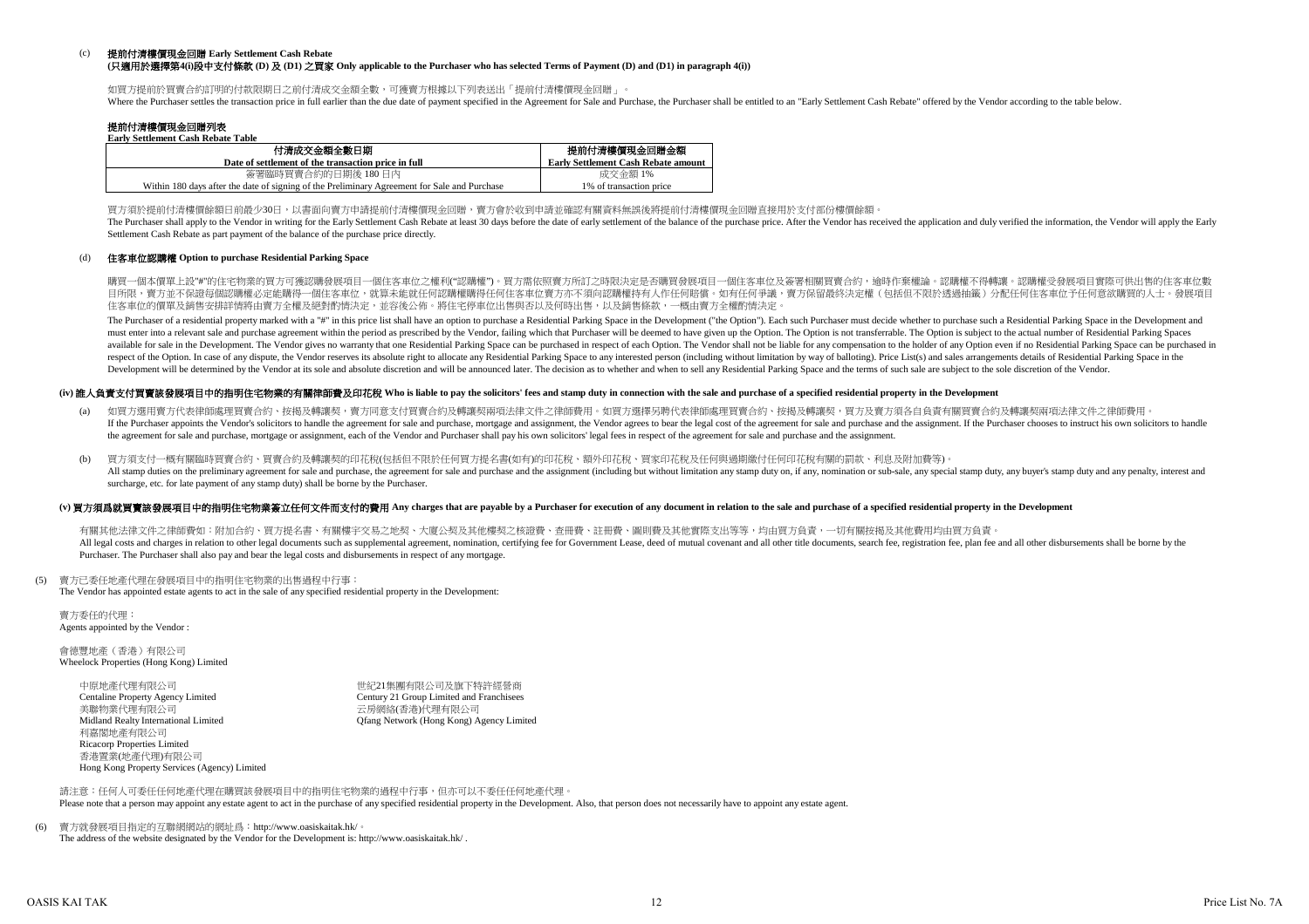(c) **提前付清樓價現金回贈 Early Settlement Cash Rebate**
**(只適用於選擇第4(i)段中支付條款 (D) 及 (D1) 之買家 Only applicable to the Purchaser who has selected Terms of Payment (D) and (D1) in paragraph 4(i))**

如買方提前於買賣合約訂明的付款限期日之前付清成交金額全數，可獲賣方根據以下列表送出「提前付清樓價現金回贈」。
Where the Purchaser settles the transaction price in full earlier than the due date of payment specified in the Agreement for Sale and Purchase, the Purchaser shall be entitled to an "Early Settlement Cash Rebate" offered by the Vendor according to the table below.

**提前付清樓價現金回贈列表**
**Early Settlement Cash Rebate Table**

| 付清成交金額全數日期<br>Date of settlement of the transaction price in full | 提前付清樓價現金回贈金額<br>Early Settlement Cash Rebate amount |
|---|---|
| 簽署臨時買賣合約的日期後 180 日內<br>Within 180 days after the date of signing of the Preliminary Agreement for Sale and Purchase | 成交金額 1%<br>1% of transaction price |

買方須於提前付清樓價餘額日前最少30日，以書面向賣方申請提前付清樓價現金回贈，賣方會於收到申請並確認有關資料無誤後將提前付清樓價現金回贈直接用於支付部份樓價餘額。
The Purchaser shall apply to the Vendor in writing for the Early Settlement Cash Rebate at least 30 days before the date of early settlement of the balance of the purchase price. After the Vendor has received the application and duly verified the information, the Vendor will apply the Early Settlement Cash Rebate as part payment of the balance of the purchase price directly.

(d) **住客車位認購權 Option to purchase Residential Parking Space**

購買一個本價單上設"#"的住宅物業的買方可獲認購發展項目一個住客車位之權利("認購權")。買方需依照賣方所訂之時限決定是否購買發展項目一個住客車位及簽署相關買賣合約，逾時作棄權論。認購權不得轉讓。認購權受發展項目實際可供出售的住客車位數目所限，賣方並不保證每個認購權必定能購得一個住客車位，就算未能就任何認購權購得任何住客車位賣方亦不須向認購權持有人作任何賠償。如有任何爭議，賣方保留最終決定權（包括但不限於透過抽籤）分配任何住客車位予任何意欲購買的人士。發展項目住客車位的價單及銷售安排詳情將由賣方全權及絕對酌情決定，並容後公佈。將住宅停車位出售與否以及何時出售，以及銷售條款，一概由賣方全權酌情決定。

The Purchaser of a residential property marked with a "#" in this price list shall have an option to purchase a Residential Parking Space in the Development ("the Option"). Each such Purchaser must decide whether to purchase such a Residential Parking Space in the Development and must enter into a relevant sale and purchase agreement within the period as prescribed by the Vendor, failing which that Purchaser will be deemed to have given up the Option. The Option is not transferrable. The Option is subject to the actual number of Residential Parking Spaces available for sale in the Development. The Vendor gives no warranty that one Residential Parking Space can be purchased in respect of each Option. The Vendor shall not be liable for any compensation to the holder of any Option even if no Residential Parking Space can be purchased in respect of the Option. In case of any dispute, the Vendor reserves its absolute right to allocate any Residential Parking Space to any interested person (including without limitation by way of balloting). Price List(s) and sales arrangements details of Residential Parking Space in the Development will be determined by the Vendor at its sole and absolute discretion and will be announced later. The decision as to whether and when to sell any Residential Parking Space and the terms of such sale are subject to the sole discretion of the Vendor.

**(iv) 誰人負責支付買賣該發展項目中的指明住宅物業的有關律師費及印花稅 Who is liable to pay the solicitors' fees and stamp duty in connection with the sale and purchase of a specified residential property in the Development**

(a) 如買方選用賣方代表律師處理買賣合約、按揭及轉讓契，賣方同意支付買賣合約及轉讓契兩項法律文件之律師費用。如買方選擇另聘代表律師處理買賣合約、按揭及轉讓契，買方及賣方須各自負責有關買賣合約及轉讓契兩項法律文件之律師費用。
If the Purchaser appoints the Vendor's solicitors to handle the agreement for sale and purchase, mortgage and assignment, the Vendor agrees to bear the legal cost of the agreement for sale and purchase and the assignment. If the Purchaser chooses to instruct his own solicitors to handle the agreement for sale and purchase, mortgage or assignment, each of the Vendor and Purchaser shall pay his own solicitors' legal fees in respect of the agreement for sale and purchase and the assignment.

(b) 買方須支付一概有關臨時買賣合約、買賣合約及轉讓契的印花稅(包括但不限於任何買方提名書(如有)的印花稅、額外印花稅、買家印花稅及任何與過期繳付任何印花稅有關的罰款、利息及附加費等)。
All stamp duties on the preliminary agreement for sale and purchase, the agreement for sale and purchase and the assignment (including but without limitation any stamp duty on, if any, nomination or sub-sale, any special stamp duty, any buyer's stamp duty and any penalty, interest and surcharge, etc. for late payment of any stamp duty) shall be borne by the Purchaser.

**(v) 買方須爲就買賣該發展項目中的指明住宅物業簽立任何文件而支付的費用 Any charges that are payable by a Purchaser for execution of any document in relation to the sale and purchase of a specified residential property in the Development**

有關其他法律文件之律師費如：附加合約、買方提名書，有關樓宇交易之地契、大廈公契及其他樓契之核證費、查冊費、註冊費、圖則費及其他實際支出等等，均由買方負責，一切有關按揭及其他費用均由買方負責。
All legal costs and charges in relation to other legal documents such as supplemental agreement, nomination, certifying fee for Government Lease, deed of mutual covenant and all other title documents, search fee, registration fee, plan fee and all other disbursements shall be borne by the Purchaser. The Purchaser shall also pay and bear the legal costs and disbursements in respect of any mortgage.

(5) 賣方已委任地產代理在發展項目中的指明住宅物業的出售過程中行事：
The Vendor has appointed estate agents to act in the sale of any specified residential property in the Development:

賣方委任的代理：
Agents appointed by the Vendor :

會德豐地產（香港）有限公司
Wheelock Properties (Hong Kong) Limited

中原地產代理有限公司
Centaline Property Agency Limited
美聯物業代理有限公司
Midland Realty International Limited
利嘉閣地產有限公司
Ricacorp Properties Limited
香港置業(地產代理)有限公司
Hong Kong Property Services (Agency) Limited
世紀21集團有限公司及旗下特許經營商
Century 21 Group Limited and Franchisees
云房網絡(香港)代理有限公司
Qfang Network (Hong Kong) Agency Limited

請注意：任何人可委任任何地產代理在購買該發展項目中的指明住宅物業的過程中行事，但亦可以不委任任何地產代理。
Please note that a person may appoint any estate agent to act in the purchase of any specified residential property in the Development. Also, that person does not necessarily have to appoint any estate agent.

(6) 賣方就發展項目指定的互聯網網站的網址爲：http://www.oasiskaitak.hk/。
The address of the website designated by the Vendor for the Development is: http://www.oasiskaitak.hk/ .